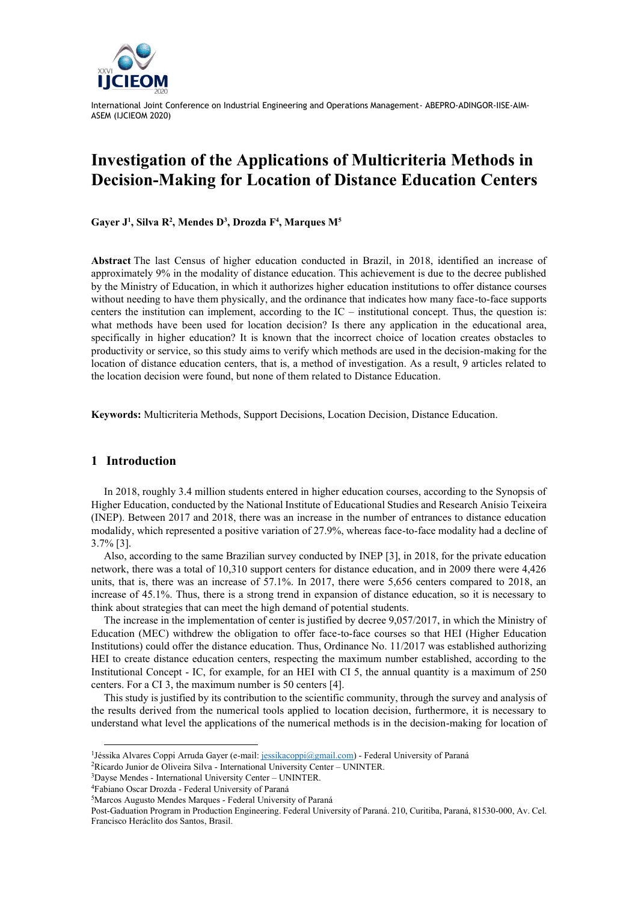# Investigation of the Applications of Multicriteria Methods in Decision-Making for Location of Distance Education Centers

**Gayer J[1], Silva R[2], Mendes D[3], Drozda F[4], Marques M[5]**

**Abstract** The last Census of higher education conducted in Brazil, in 2018, identified an increase of approximately 9% in the modality of distance education. This achievement is due to the decree published by the Ministry of Education, in which it authorizes higher education institutions to offer distance courses without needing to have them physically, and the ordinance that indicates how many face-to-face supports centers the institution can implement, according to the IC – institutional concept. Thus, the question is: what methods have been used for location decision? Is there any application in the educational area, specifically in higher education? It is known that the incorrect choice of location creates obstacles to productivity or service, so this study aims to verify which methods are used in the decision-making for the location of distance education centers, that is, a method of investigation. As a result, 9 articles related to the location decision were found, but none of them related to Distance Education.

**Keywords:** Multicriteria Methods, Support Decisions, Location Decision, Distance Education.

## 1 Introduction

In 2018, roughly 3.4 million students entered in higher education courses, according to the Synopsis of Higher Education, conducted by the National Institute of Educational Studies and Research Anísio Teixeira (INEP). Between 2017 and 2018, there was an increase in the number of entrances to distance education modalidy, which represented a positive variation of 27.9%, whereas face-to-face modality had a decline of 3.7% [3].

Also, according to the same Brazilian survey conducted by INEP [3], in 2018, for the private education network, there was a total of 10,310 support centers for distance education, and in 2009 there were 4,426 units, that is, there was an increase of 57.1%. In 2017, there were 5,656 centers compared to 2018, an increase of 45.1%. Thus, there is a strong trend in expansion of distance education, so it is necessary to think about strategies that can meet the high demand of potential students.

The increase in the implementation of center is justified by decree 9,057/2017, in which the Ministry of Education (MEC) withdrew the obligation to offer face-to-face courses so that HEI (Higher Education Institutions) could offer the distance education. Thus, Ordinance No. 11/2017 was established authorizing HEI to create distance education centers, respecting the maximum number established, according to the Institutional Concept - IC, for example, for an HEI with CI 5, the annual quantity is a maximum of 250 centers. For a CI 3, the maximum number is 50 centers [4].

This study is justified by its contribution to the scientific community, through the survey and analysis of the results derived from the numerical tools applied to location decision, furthermore, it is necessary to understand what level the applications of the numerical methods is in the decision-making for location of

---

[1]Jéssika Alvares Coppi Arruda Gayer (e-mail: jessikacoppi@gmail.com) - Federal University of Paraná

[2]Ricardo Junior de Oliveira Silva - International University Center – UNINTER.

[3]Dayse Mendes - International University Center – UNINTER.

[4]Fabiano Oscar Drozda - Federal University of Paraná

[5]Marcos Augusto Mendes Marques - Federal University of Paraná

Post-Gaduation Program in Production Engineering. Federal University of Paraná. 210, Curitiba, Paraná, 81530-000, Av. Cel. Francisco Heráclito dos Santos, Brasil.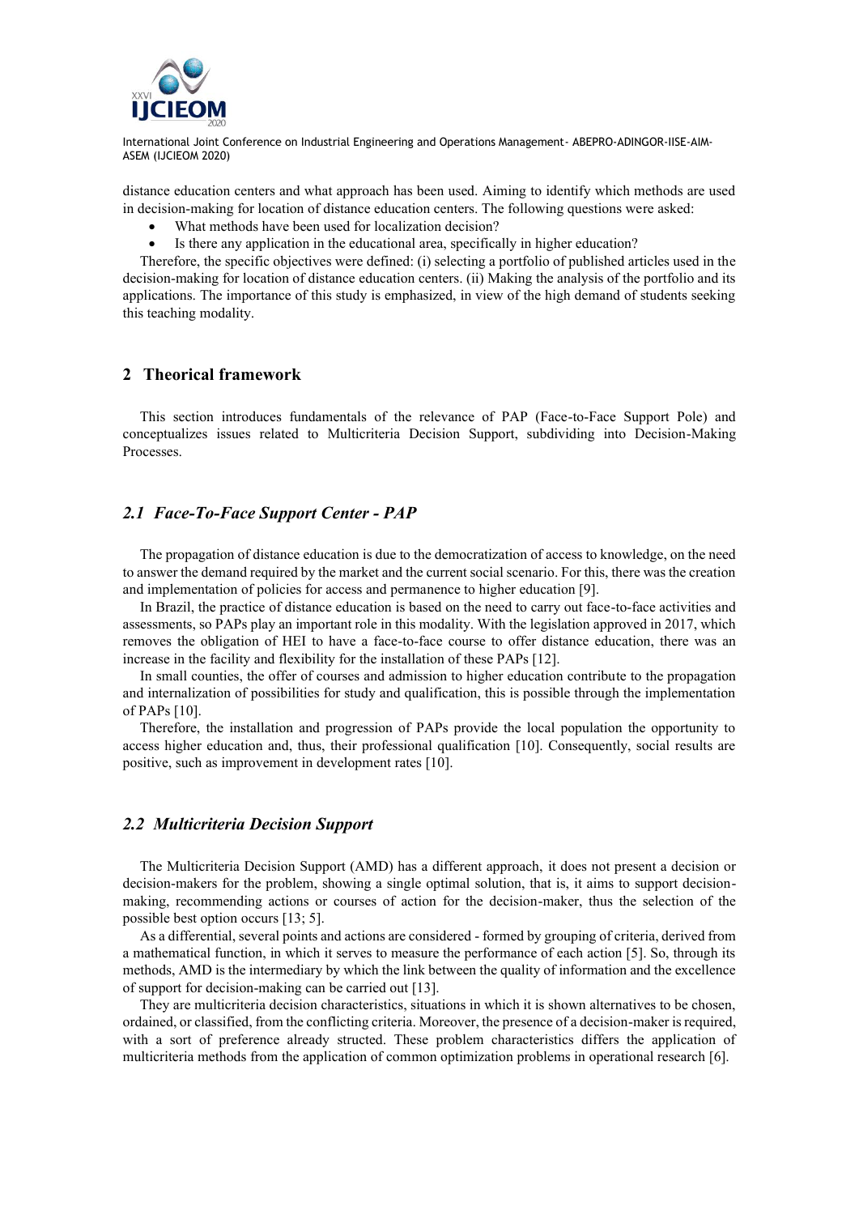distance education centers and what approach has been used. Aiming to identify which methods are used in decision-making for location of distance education centers. The following questions were asked:

- What methods have been used for localization decision?
- Is there any application in the educational area, specifically in higher education?

Therefore, the specific objectives were defined: (i) selecting a portfolio of published articles used in the decision-making for location of distance education centers. (ii) Making the analysis of the portfolio and its applications. The importance of this study is emphasized, in view of the high demand of students seeking this teaching modality.

## 2 Theorical framework

This section introduces fundamentals of the relevance of PAP (Face-to-Face Support Pole) and conceptualizes issues related to Multicriteria Decision Support, subdividing into Decision-Making Processes.

### *2.1 Face-To-Face Support Center - PAP*

The propagation of distance education is due to the democratization of access to knowledge, on the need to answer the demand required by the market and the current social scenario. For this, there was the creation and implementation of policies for access and permanence to higher education [9].

In Brazil, the practice of distance education is based on the need to carry out face-to-face activities and assessments, so PAPs play an important role in this modality. With the legislation approved in 2017, which removes the obligation of HEI to have a face-to-face course to offer distance education, there was an increase in the facility and flexibility for the installation of these PAPs [12].

In small counties, the offer of courses and admission to higher education contribute to the propagation and internalization of possibilities for study and qualification, this is possible through the implementation of PAPs [10].

Therefore, the installation and progression of PAPs provide the local population the opportunity to access higher education and, thus, their professional qualification [10]. Consequently, social results are positive, such as improvement in development rates [10].

### *2.2 Multicriteria Decision Support*

The Multicriteria Decision Support (AMD) has a different approach, it does not present a decision or decision-makers for the problem, showing a single optimal solution, that is, it aims to support decision-making, recommending actions or courses of action for the decision-maker, thus the selection of the possible best option occurs [13; 5].

As a differential, several points and actions are considered - formed by grouping of criteria, derived from a mathematical function, in which it serves to measure the performance of each action [5]. So, through its methods, AMD is the intermediary by which the link between the quality of information and the excellence of support for decision-making can be carried out [13].

They are multicriteria decision characteristics, situations in which it is shown alternatives to be chosen, ordained, or classified, from the conflicting criteria. Moreover, the presence of a decision-maker is required, with a sort of preference already structed. These problem characteristics differs the application of multicriteria methods from the application of common optimization problems in operational research [6].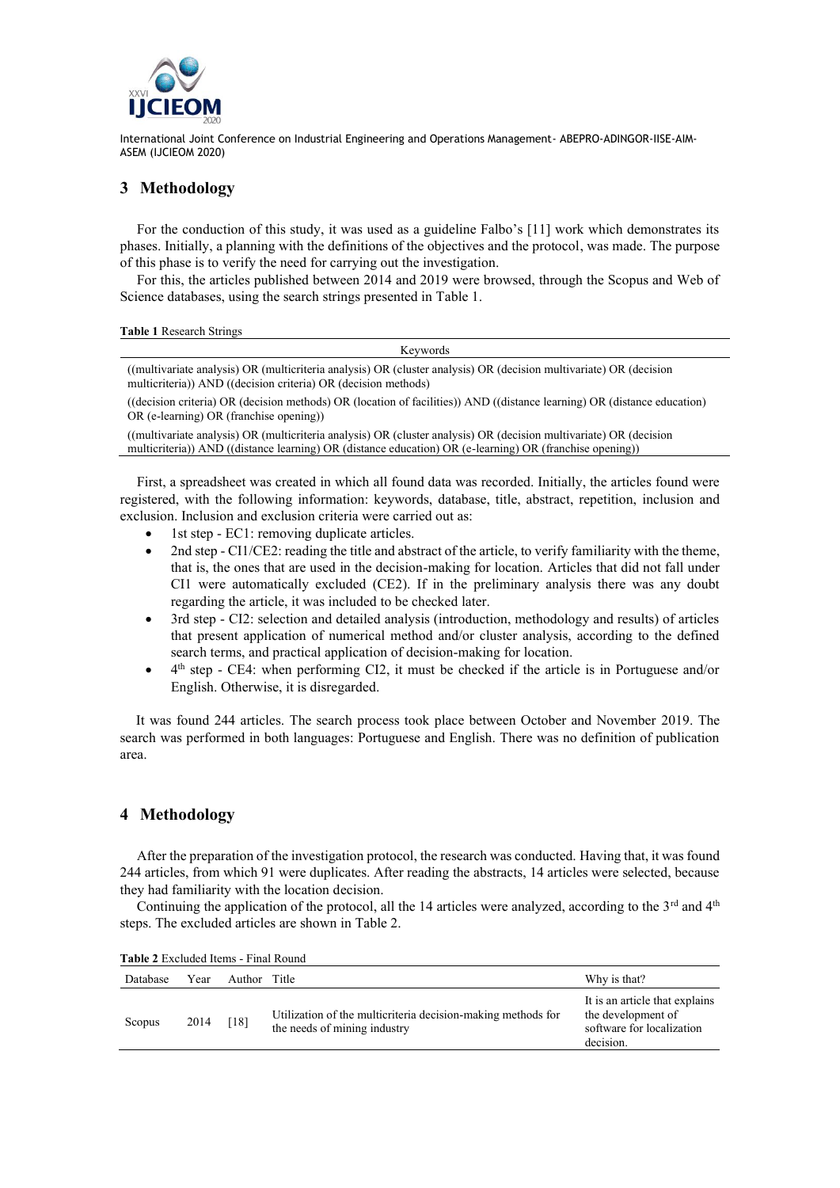## 3 Methodology

For the conduction of this study, it was used as a guideline Falbo's [11] work which demonstrates its phases. Initially, a planning with the definitions of the objectives and the protocol, was made. The purpose of this phase is to verify the need for carrying out the investigation.

For this, the articles published between 2014 and 2019 were browsed, through the Scopus and Web of Science databases, using the search strings presented in Table 1.

**Table 1** Research Strings

| Keywords |
|---|
| ((multivariate analysis) OR (multicriteria analysis) OR (cluster analysis) OR (decision multivariate) OR (decision multicriteria)) AND ((decision criteria) OR (decision methods) |
| ((decision criteria) OR (decision methods) OR (location of facilities)) AND ((distance learning) OR (distance education) OR (e-learning) OR (franchise opening)) |
| ((multivariate analysis) OR (multicriteria analysis) OR (cluster analysis) OR (decision multivariate) OR (decision multicriteria)) AND ((distance learning) OR (distance education) OR (e-learning) OR (franchise opening)) |

First, a spreadsheet was created in which all found data was recorded. Initially, the articles found were registered, with the following information: keywords, database, title, abstract, repetition, inclusion and exclusion. Inclusion and exclusion criteria were carried out as:

- 1st step - EC1: removing duplicate articles.
- 2nd step - CI1/CE2: reading the title and abstract of the article, to verify familiarity with the theme, that is, the ones that are used in the decision-making for location. Articles that did not fall under CI1 were automatically excluded (CE2). If in the preliminary analysis there was any doubt regarding the article, it was included to be checked later.
- 3rd step - CI2: selection and detailed analysis (introduction, methodology and results) of articles that present application of numerical method and/or cluster analysis, according to the defined search terms, and practical application of decision-making for location.
- 4th step - CE4: when performing CI2, it must be checked if the article is in Portuguese and/or English. Otherwise, it is disregarded.

It was found 244 articles. The search process took place between October and November 2019. The search was performed in both languages: Portuguese and English. There was no definition of publication area.

## 4 Methodology

After the preparation of the investigation protocol, the research was conducted. Having that, it was found 244 articles, from which 91 were duplicates. After reading the abstracts, 14 articles were selected, because they had familiarity with the location decision.

Continuing the application of the protocol, all the 14 articles were analyzed, according to the 3rd and 4th steps. The excluded articles are shown in Table 2.

**Table 2** Excluded Items - Final Round

| Database | Year | Author | Title | Why is that? |
|---|---|---|---|---|
| Scopus | 2014 | [18] | Utilization of the multicriteria decision-making methods for the needs of mining industry | It is an article that explains the development of software for localization decision. |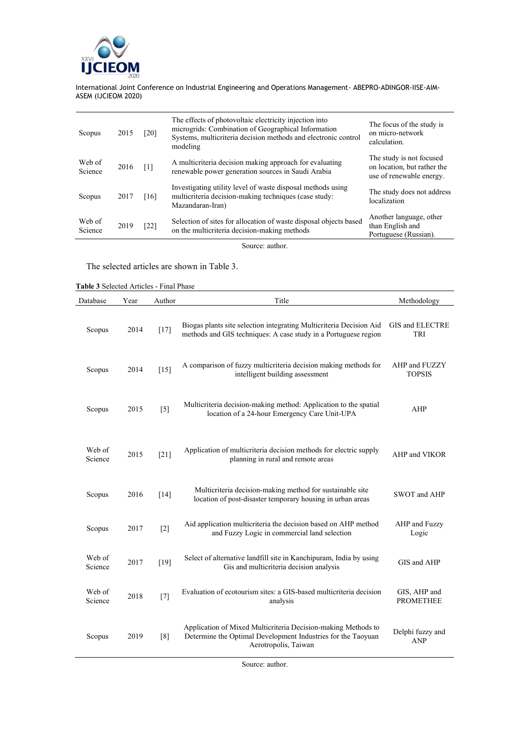| Scopus | 2015 | [20] | The effects of photovoltaic electricity injection into microgrids: Combination of Geographical Information Systems, multicriteria decision methods and electronic control modeling | The focus of the study is on micro-network calculation. |
|---|---|---|---|---|
| Web of Science | 2016 | [1] | A multicriteria decision making approach for evaluating renewable power generation sources in Saudi Arabia | The study is not focused on location, but rather the use of renewable energy. |
| Scopus | 2017 | [16] | Investigating utility level of waste disposal methods using multicriteria decision-making techniques (case study: Mazandaran-Iran) | The study does not address localization |
| Web of Science | 2019 | [22] | Selection of sites for allocation of waste disposal objects based on the multicriteria decision-making methods | Another language, other than English and Portuguese (Russian). |

Source: author.

The selected articles are shown in Table 3.

**Table 3** Selected Articles - Final Phase

| Database | Year | Author | Title | Methodology |
|---|---|---|---|---|
| Scopus | 2014 | [17] | Biogas plants site selection integrating Multicriteria Decision Aid methods and GIS techniques: A case study in a Portuguese region | GIS and ELECTRE TRI |
| Scopus | 2014 | [15] | A comparison of fuzzy multicriteria decision making methods for intelligent building assessment | AHP and FUZZY TOPSIS |
| Scopus | 2015 | [5] | Multicriteria decision-making method: Application to the spatial location of a 24-hour Emergency Care Unit-UPA | AHP |
| Web of Science | 2015 | [21] | Application of multicriteria decision methods for electric supply planning in rural and remote areas | AHP and VIKOR |
| Scopus | 2016 | [14] | Multicriteria decision-making method for sustainable site location of post-disaster temporary housing in urban areas | SWOT and AHP |
| Scopus | 2017 | [2] | Aid application multicriteria the decision based on AHP method and Fuzzy Logic in commercial land selection | AHP and Fuzzy Logic |
| Web of Science | 2017 | [19] | Select of alternative landfill site in Kanchipuram, India by using Gis and multicriteria decision analysis | GIS and AHP |
| Web of Science | 2018 | [7] | Evaluation of ecotourism sites: a GIS-based multicriteria decision analysis | GIS, AHP and PROMETHEE |
| Scopus | 2019 | [8] | Application of Mixed Multicriteria Decision-making Methods to Determine the Optimal Development Industries for the Taoyuan Aerotropolis, Taiwan | Delphi fuzzy and ANP |

Source: author.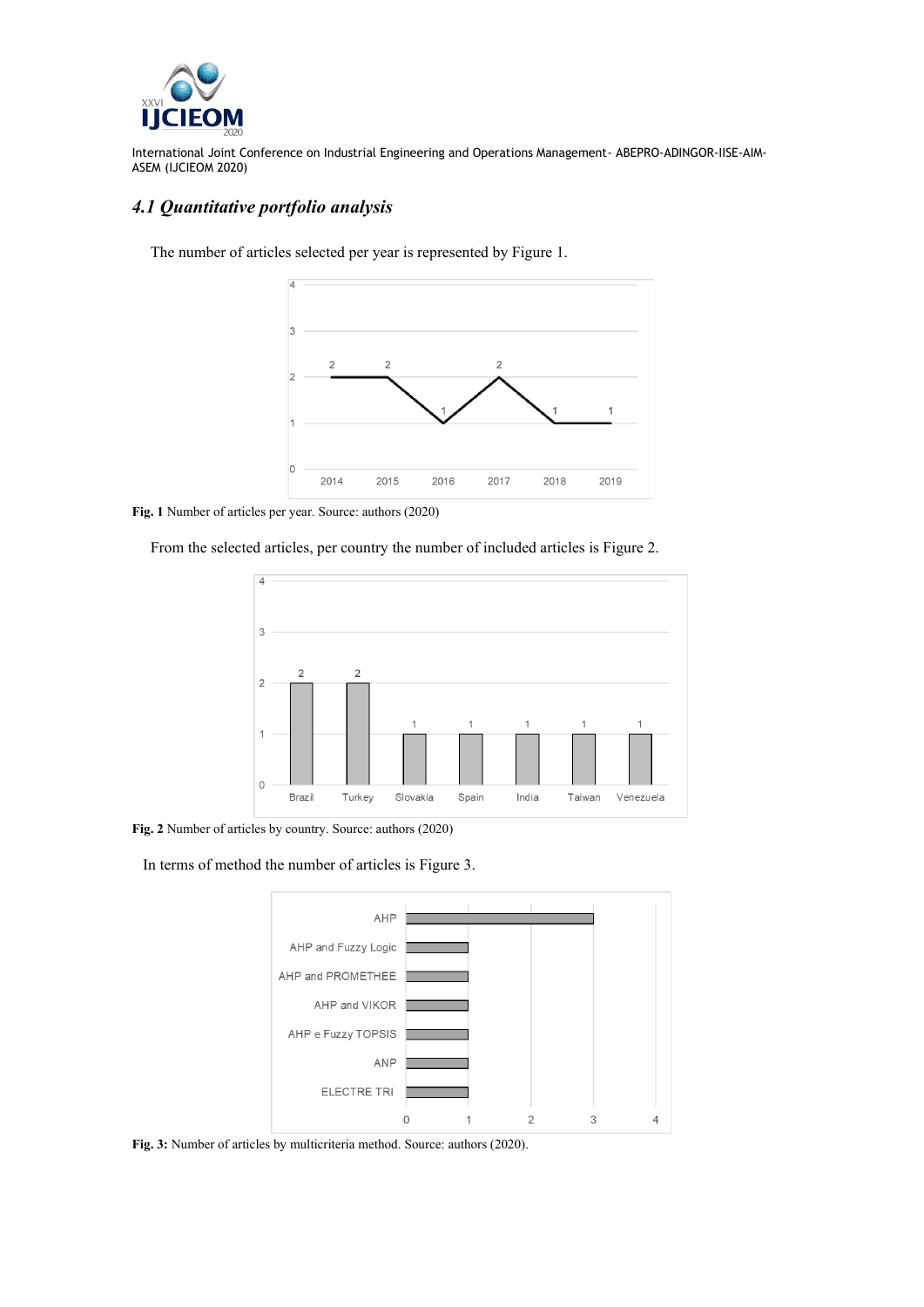## *4.1 Quantitative portfolio analysis*

The number of articles selected per year is represented by Figure 1.

**Fig. 1** Number of articles per year. Source: authors (2020)

From the selected articles, per country the number of included articles is Figure 2.

**Fig. 2** Number of articles by country. Source: authors (2020)

In terms of method the number of articles is Figure 3.

**Fig. 3:** Number of articles by multicriteria method. Source: authors (2020).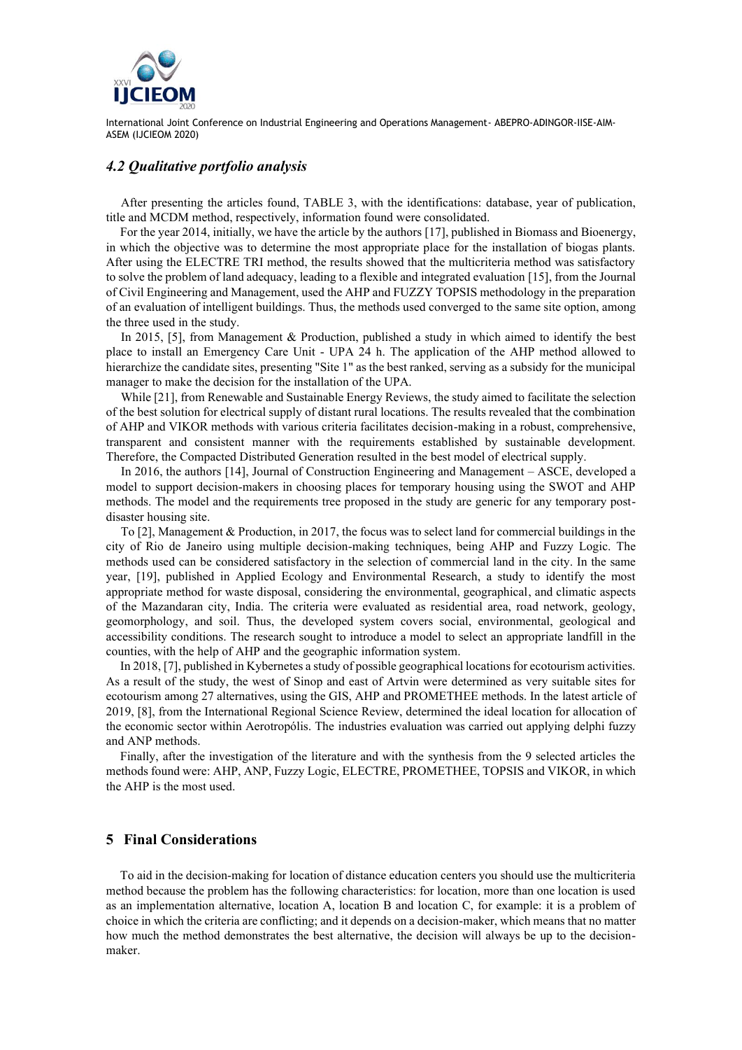### *4.2 Qualitative portfolio analysis*

After presenting the articles found, TABLE 3, with the identifications: database, year of publication, title and MCDM method, respectively, information found were consolidated.

For the year 2014, initially, we have the article by the authors [17], published in Biomass and Bioenergy, in which the objective was to determine the most appropriate place for the installation of biogas plants. After using the ELECTRE TRI method, the results showed that the multicriteria method was satisfactory to solve the problem of land adequacy, leading to a flexible and integrated evaluation [15], from the Journal of Civil Engineering and Management, used the AHP and FUZZY TOPSIS methodology in the preparation of an evaluation of intelligent buildings. Thus, the methods used converged to the same site option, among the three used in the study.

In 2015, [5], from Management & Production, published a study in which aimed to identify the best place to install an Emergency Care Unit - UPA 24 h. The application of the AHP method allowed to hierarchize the candidate sites, presenting "Site 1" as the best ranked, serving as a subsidy for the municipal manager to make the decision for the installation of the UPA.

While [21], from Renewable and Sustainable Energy Reviews, the study aimed to facilitate the selection of the best solution for electrical supply of distant rural locations. The results revealed that the combination of AHP and VIKOR methods with various criteria facilitates decision-making in a robust, comprehensive, transparent and consistent manner with the requirements established by sustainable development. Therefore, the Compacted Distributed Generation resulted in the best model of electrical supply.

In 2016, the authors [14], Journal of Construction Engineering and Management – ASCE, developed a model to support decision-makers in choosing places for temporary housing using the SWOT and AHP methods. The model and the requirements tree proposed in the study are generic for any temporary post-disaster housing site.

To [2], Management & Production, in 2017, the focus was to select land for commercial buildings in the city of Rio de Janeiro using multiple decision-making techniques, being AHP and Fuzzy Logic. The methods used can be considered satisfactory in the selection of commercial land in the city. In the same year, [19], published in Applied Ecology and Environmental Research, a study to identify the most appropriate method for waste disposal, considering the environmental, geographical, and climatic aspects of the Mazandaran city, India. The criteria were evaluated as residential area, road network, geology, geomorphology, and soil. Thus, the developed system covers social, environmental, geological and accessibility conditions. The research sought to introduce a model to select an appropriate landfill in the counties, with the help of AHP and the geographic information system.

In 2018, [7], published in Kybernetes a study of possible geographical locations for ecotourism activities. As a result of the study, the west of Sinop and east of Artvin were determined as very suitable sites for ecotourism among 27 alternatives, using the GIS, AHP and PROMETHEE methods. In the latest article of 2019, [8], from the International Regional Science Review, determined the ideal location for allocation of the economic sector within Aerotrópólis. The industries evaluation was carried out applying delphi fuzzy and ANP methods.

Finally, after the investigation of the literature and with the synthesis from the 9 selected articles the methods found were: AHP, ANP, Fuzzy Logic, ELECTRE, PROMETHEE, TOPSIS and VIKOR, in which the AHP is the most used.

## 5 Final Considerations

To aid in the decision-making for location of distance education centers you should use the multicriteria method because the problem has the following characteristics: for location, more than one location is used as an implementation alternative, location A, location B and location C, for example: it is a problem of choice in which the criteria are conflicting; and it depends on a decision-maker, which means that no matter how much the method demonstrates the best alternative, the decision will always be up to the decision-maker.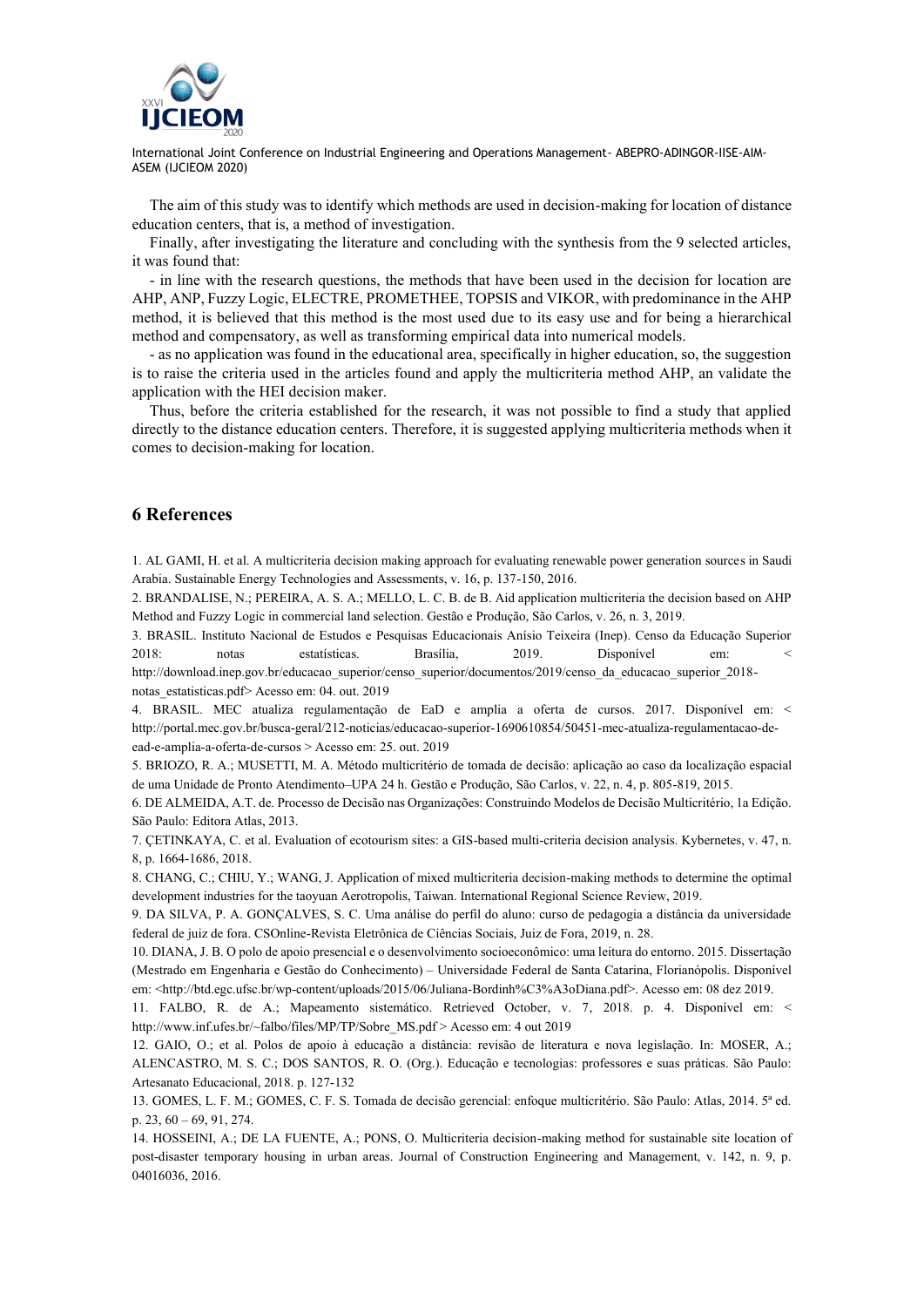The aim of this study was to identify which methods are used in decision-making for location of distance education centers, that is, a method of investigation.

Finally, after investigating the literature and concluding with the synthesis from the 9 selected articles, it was found that:

- in line with the research questions, the methods that have been used in the decision for location are AHP, ANP, Fuzzy Logic, ELECTRE, PROMETHEE, TOPSIS and VIKOR, with predominance in the AHP method, it is believed that this method is the most used due to its easy use and for being a hierarchical method and compensatory, as well as transforming empirical data into numerical models.
- as no application was found in the educational area, specifically in higher education, so, the suggestion is to raise the criteria used in the articles found and apply the multicriteria method AHP, an validate the application with the HEI decision maker.

Thus, before the criteria established for the research, it was not possible to find a study that applied directly to the distance education centers. Therefore, it is suggested applying multicriteria methods when it comes to decision-making for location.

## 6 References

1. AL GAMI, H. et al. A multicriteria decision making approach for evaluating renewable power generation sources in Saudi Arabia. Sustainable Energy Technologies and Assessments, v. 16, p. 137-150, 2016.

2. BRANDALISE, N.; PEREIRA, A. S. A.; MELLO, L. C. B. de B. Aid application multicriteria the decision based on AHP Method and Fuzzy Logic in commercial land selection. Gestão e Produção, São Carlos, v. 26, n. 3, 2019.

3. BRASIL. Instituto Nacional de Estudos e Pesquisas Educacionais Anísio Teixeira (Inep). Censo da Educação Superior 2018: notas estatísticas. Brasília, 2019. Disponível em: < http://download.inep.gov.br/educacao_superior/censo_superior/documentos/2019/censo_da_educacao_superior_2018-notas_estatisticas.pdf> Acesso em: 04. out. 2019

4. BRASIL. MEC atualiza regulamentação de EaD e amplia a oferta de cursos. 2017. Disponível em: < http://portal.mec.gov.br/busca-geral/212-noticias/educacao-superior-1690610854/50451-mec-atualiza-regulamentacao-de-ead-e-amplia-a-oferta-de-cursos > Acesso em: 25. out. 2019

5. BRIOZO, R. A.; MUSETTI, M. A. Método multicritério de tomada de decisão: aplicação ao caso da localização espacial de uma Unidade de Pronto Atendimento–UPA 24 h. Gestão e Produção, São Carlos, v. 22, n. 4, p. 805-819, 2015.

6. DE ALMEIDA, A.T. de. Processo de Decisão nas Organizações: Construindo Modelos de Decisão Multicritério, 1a Edição. São Paulo: Editora Atlas, 2013.

7. ÇETINKAYA, C. et al. Evaluation of ecotourism sites: a GIS-based multi-criteria decision analysis. Kybernetes, v. 47, n. 8, p. 1664-1686, 2018.

8. CHANG, C.; CHIU, Y.; WANG, J. Application of mixed multicriteria decision-making methods to determine the optimal development industries for the taoyuan Aerotropolis, Taiwan. International Regional Science Review, 2019.

9. DA SILVA, P. A. GONÇALVES, S. C. Uma análise do perfil do aluno: curso de pedagogia a distância da universidade federal de juiz de fora. CSOnline-Revista Eletrônica de Ciências Sociais, Juiz de Fora, 2019, n. 28.

10. DIANA, J. B. O polo de apoio presencial e o desenvolvimento socioeconômico: uma leitura do entorno. 2015. Dissertação (Mestrado em Engenharia e Gestão do Conhecimento) – Universidade Federal de Santa Catarina, Florianópolis. Disponível em: <http://btd.egc.ufsc.br/wp-content/uploads/2015/06/Juliana-Bordinh%C3%A3oDiana.pdf>. Acesso em: 08 dez 2019.

11. FALBO, R. de A.; Mapeamento sistemático. Retrieved October, v. 7, 2018. p. 4. Disponível em: < http://www.inf.ufes.br/~falbo/files/MP/TP/Sobre_MS.pdf > Acesso em: 4 out 2019

12. GAIO, O.; et al. Polos de apoio à educação a distância: revisão de literatura e nova legislação. In: MOSER, A.; ALENCASTRO, M. S. C.; DOS SANTOS, R. O. (Org.). Educação e tecnologias: professores e suas práticas. São Paulo: Artesanato Educacional, 2018. p. 127-132

13. GOMES, L. F. M.; GOMES, C. F. S. Tomada de decisão gerencial: enfoque multicritério. São Paulo: Atlas, 2014. 5ª ed. p. 23, 60 – 69, 91, 274.

14. HOSSEINI, A.; DE LA FUENTE, A.; PONS, O. Multicriteria decision-making method for sustainable site location of post-disaster temporary housing in urban areas. Journal of Construction Engineering and Management, v. 142, n. 9, p. 04016036, 2016.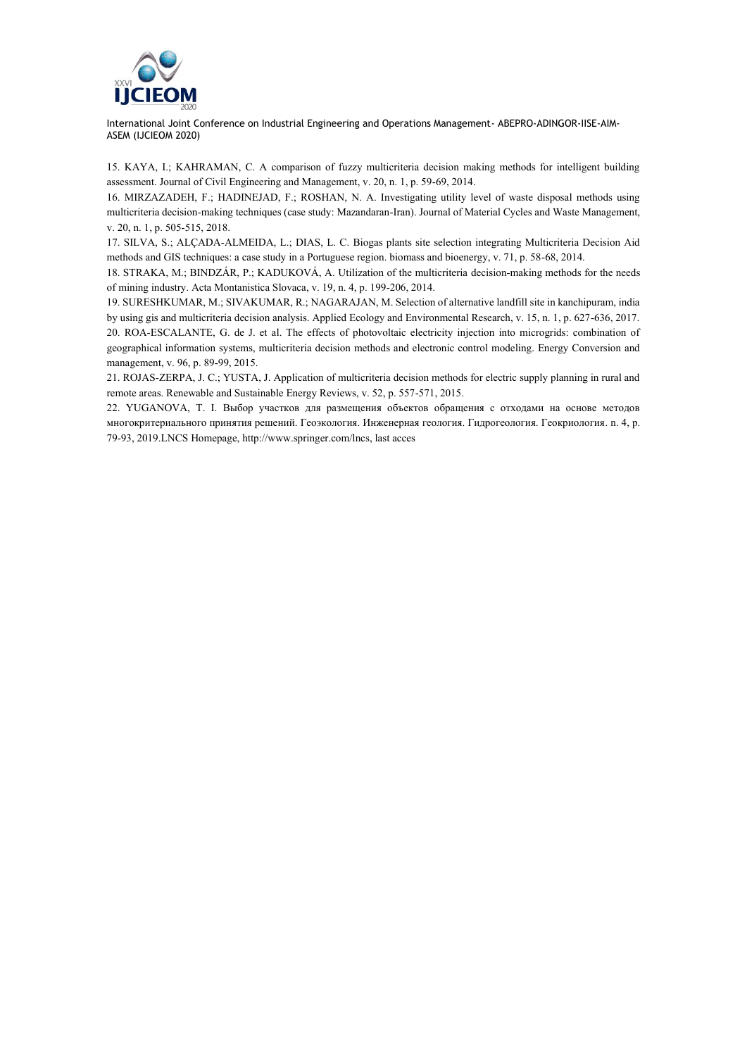15. KAYA, I.; KAHRAMAN, C. A comparison of fuzzy multicriteria decision making methods for intelligent building assessment. Journal of Civil Engineering and Management, v. 20, n. 1, p. 59-69, 2014.

16. MIRZAZADEH, F.; HADINEJAD, F.; ROSHAN, N. A. Investigating utility level of waste disposal methods using multicriteria decision-making techniques (case study: Mazandaran-Iran). Journal of Material Cycles and Waste Management, v. 20, n. 1, p. 505-515, 2018.

17. SILVA, S.; ALÇADA-ALMEIDA, L.; DIAS, L. C. Biogas plants site selection integrating Multicriteria Decision Aid methods and GIS techniques: a case study in a Portuguese region. biomass and bioenergy, v. 71, p. 58-68, 2014.

18. STRAKA, M.; BINDZÁR, P.; KADUKOVÁ, A. Utilization of the multicriteria decision-making methods for the needs of mining industry. Acta Montanistica Slovaca, v. 19, n. 4, p. 199-206, 2014.

19. SURESHKUMAR, M.; SIVAKUMAR, R.; NAGARAJAN, M. Selection of alternative landfill site in kanchipuram, india by using gis and multicriteria decision analysis. Applied Ecology and Environmental Research, v. 15, n. 1, p. 627-636, 2017.

20. ROA-ESCALANTE, G. de J. et al. The effects of photovoltaic electricity injection into microgrids: combination of geographical information systems, multicriteria decision methods and electronic control modeling. Energy Conversion and management, v. 96, p. 89-99, 2015.

21. ROJAS-ZERPA, J. C.; YUSTA, J. Application of multicriteria decision methods for electric supply planning in rural and remote areas. Renewable and Sustainable Energy Reviews, v. 52, p. 557-571, 2015.

22. YUGANOVA, T. I. Выбор участков для размещения объектов обращения с отходами на основе методов многокритериального принятия решений. Геоэкология. Инженерная геология. Гидрогеология. Геокриология. n. 4, p. 79-93, 2019.LNCS Homepage, http://www.springer.com/lncs, last acces